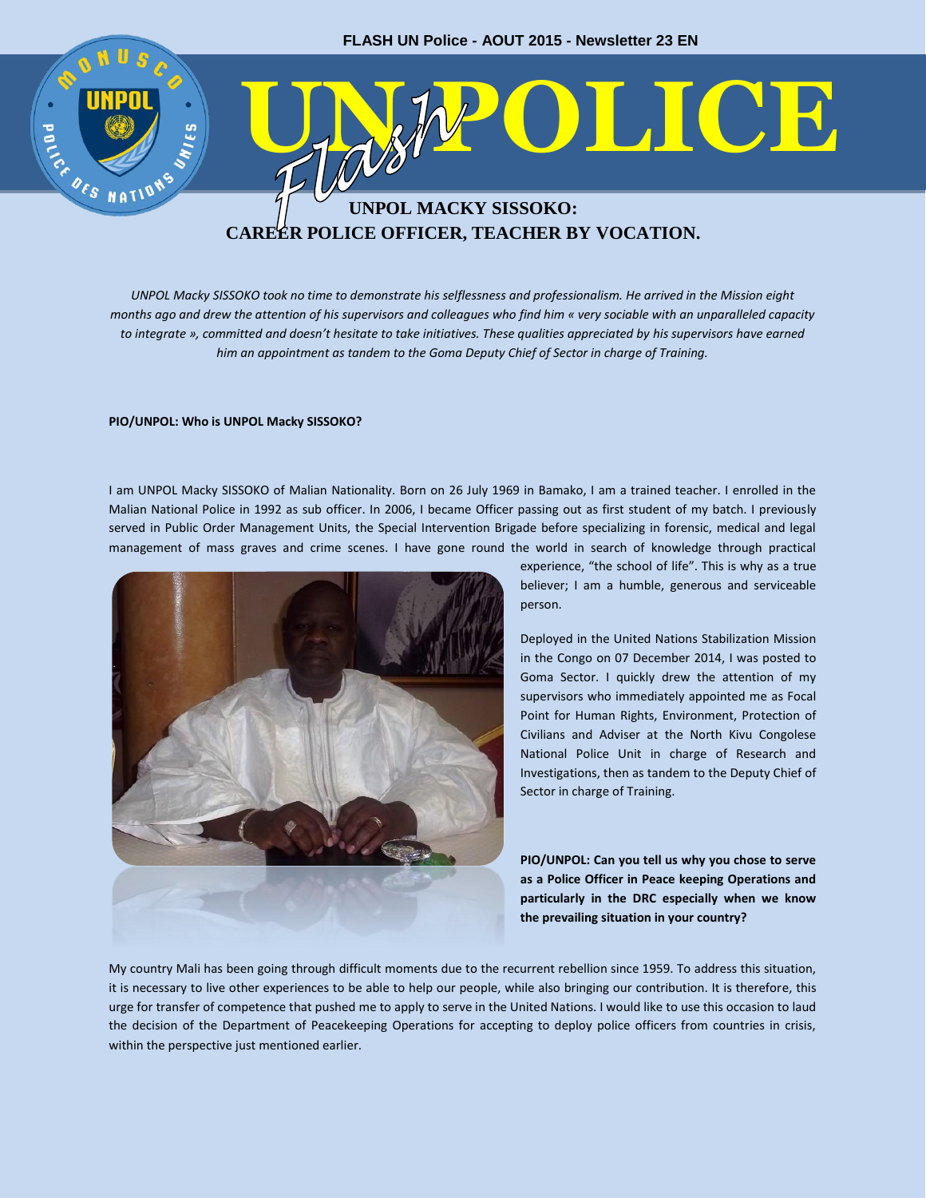# UNPOLICE Flash

## UNPOL MACKY SISSOKO: CAREER POLICE OFFICER, TEACHER BY VOCATION.

*UNPOL Macky SISSOKO took no time to demonstrate his selflessness and professionalism. He arrived in the Mission eight months ago and drew the attention of his supervisors and colleagues who find him « very sociable with an unparalleled capacity to integrate », committed and doesn't hesitate to take initiatives. These qualities appreciated by his supervisors have earned him an appointment as tandem to the Goma Deputy Chief of Sector in charge of Training.*

**PIO/UNPOL: Who is UNPOL Macky SISSOKO?**

I am UNPOL Macky SISSOKO of Malian Nationality. Born on 26 July 1969 in Bamako, I am a trained teacher. I enrolled in the Malian National Police in 1992 as sub officer. In 2006, I became Officer passing out as first student of my batch. I previously served in Public Order Management Units, the Special Intervention Brigade before specializing in forensic, medical and legal management of mass graves and crime scenes. I have gone round the world in search of knowledge through practical experience, "the school of life". This is why as a true believer; I am a humble, generous and serviceable person.

Deployed in the United Nations Stabilization Mission in the Congo on 07 December 2014, I was posted to Goma Sector. I quickly drew the attention of my supervisors who immediately appointed me as Focal Point for Human Rights, Environment, Protection of Civilians and Adviser at the North Kivu Congolese National Police Unit in charge of Research and Investigations, then as tandem to the Deputy Chief of Sector in charge of Training.

**PIO/UNPOL: Can you tell us why you chose to serve as a Police Officer in Peace keeping Operations and particularly in the DRC especially when we know the prevailing situation in your country?**

My country Mali has been going through difficult moments due to the recurrent rebellion since 1959. To address this situation, it is necessary to live other experiences to be able to help our people, while also bringing our contribution. It is therefore, this urge for transfer of competence that pushed me to apply to serve in the United Nations. I would like to use this occasion to laud the decision of the Department of Peacekeeping Operations for accepting to deploy police officers from countries in crisis, within the perspective just mentioned earlier.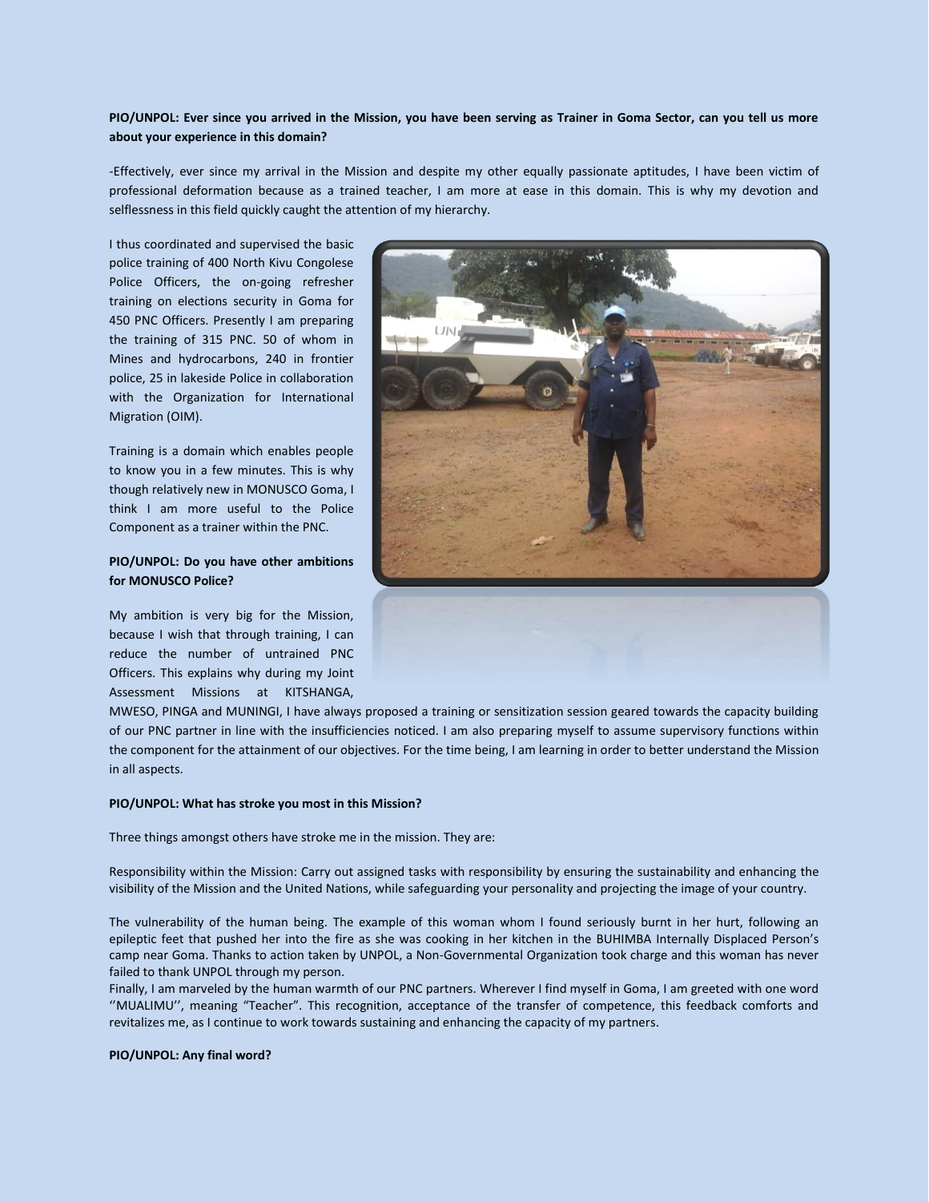**PIO/UNPOL: Ever since you arrived in the Mission, you have been serving as Trainer in Goma Sector, can you tell us more about your experience in this domain?**

-Effectively, ever since my arrival in the Mission and despite my other equally passionate aptitudes, I have been victim of professional deformation because as a trained teacher, I am more at ease in this domain. This is why my devotion and selflessness in this field quickly caught the attention of my hierarchy.

I thus coordinated and supervised the basic police training of 400 North Kivu Congolese Police Officers, the on-going refresher training on elections security in Goma for 450 PNC Officers. Presently I am preparing the training of 315 PNC. 50 of whom in Mines and hydrocarbons, 240 in frontier police, 25 in lakeside Police in collaboration with the Organization for International Migration (OIM).

Training is a domain which enables people to know you in a few minutes. This is why though relatively new in MONUSCO Goma, I think I am more useful to the Police Component as a trainer within the PNC.

**PIO/UNPOL: Do you have other ambitions for MONUSCO Police?**

My ambition is very big for the Mission, because I wish that through training, I can reduce the number of untrained PNC Officers. This explains why during my Joint Assessment Missions at KITSHANGA, MWESO, PINGA and MUNINGI, I have always proposed a training or sensitization session geared towards the capacity building of our PNC partner in line with the insufficiencies noticed. I am also preparing myself to assume supervisory functions within the component for the attainment of our objectives. For the time being, I am learning in order to better understand the Mission in all aspects.

**PIO/UNPOL: What has stroke you most in this Mission?**

Three things amongst others have stroke me in the mission. They are:

Responsibility within the Mission: Carry out assigned tasks with responsibility by ensuring the sustainability and enhancing the visibility of the Mission and the United Nations, while safeguarding your personality and projecting the image of your country.

The vulnerability of the human being. The example of this woman whom I found seriously burnt in her hurt, following an epileptic feet that pushed her into the fire as she was cooking in her kitchen in the BUHIMBA Internally Displaced Person's camp near Goma. Thanks to action taken by UNPOL, a Non-Governmental Organization took charge and this woman has never failed to thank UNPOL through my person.

Finally, I am marveled by the human warmth of our PNC partners. Wherever I find myself in Goma, I am greeted with one word ''MUALIMU'', meaning "Teacher". This recognition, acceptance of the transfer of competence, this feedback comforts and revitalizes me, as I continue to work towards sustaining and enhancing the capacity of my partners.

**PIO/UNPOL: Any final word?**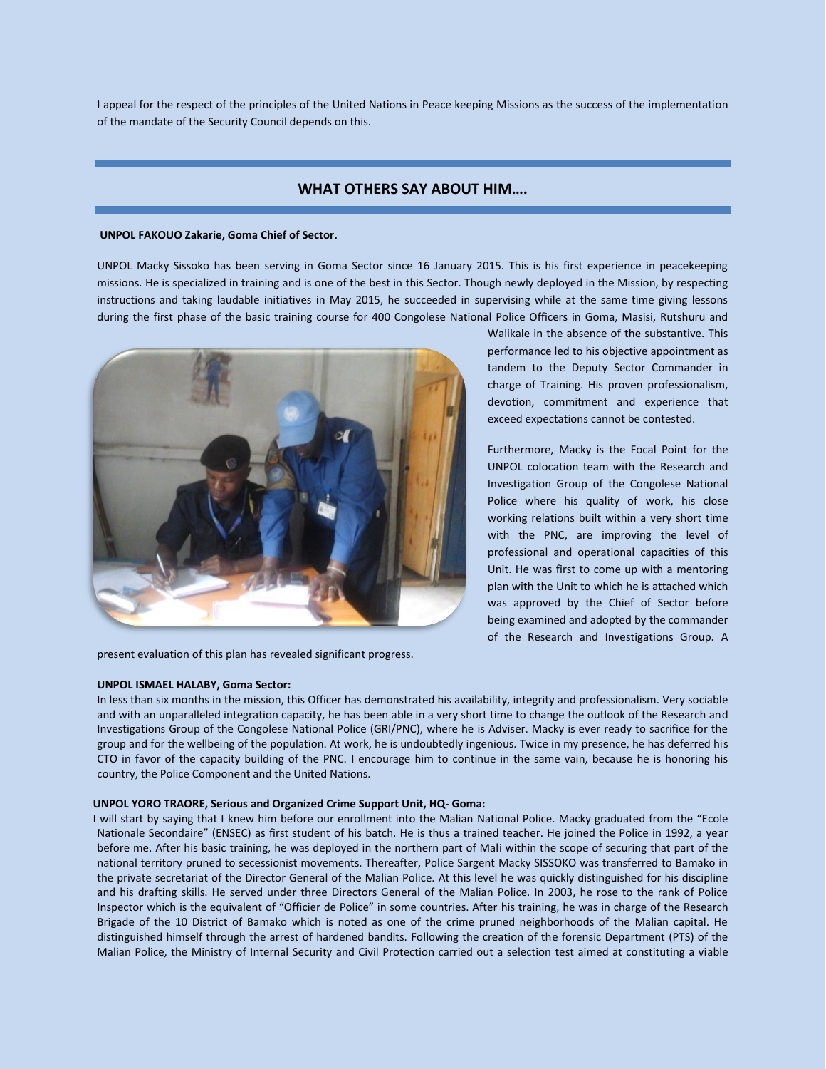I appeal for the respect of the principles of the United Nations in Peace keeping Missions as the success of the implementation of the mandate of the Security Council depends on this.

## WHAT OTHERS SAY ABOUT HIM….

**UNPOL FAKOUO Zakarie, Goma Chief of Sector.**

UNPOL Macky Sissoko has been serving in Goma Sector since 16 January 2015. This is his first experience in peacekeeping missions. He is specialized in training and is one of the best in this Sector. Though newly deployed in the Mission, by respecting instructions and taking laudable initiatives in May 2015, he succeeded in supervising while at the same time giving lessons during the first phase of the basic training course for 400 Congolese National Police Officers in Goma, Masisi, Rutshuru and Walikale in the absence of the substantive. This performance led to his objective appointment as tandem to the Deputy Sector Commander in charge of Training. His proven professionalism, devotion, commitment and experience that exceed expectations cannot be contested.

Furthermore, Macky is the Focal Point for the UNPOL colocation team with the Research and Investigation Group of the Congolese National Police where his quality of work, his close working relations built within a very short time with the PNC, are improving the level of professional and operational capacities of this Unit. He was first to come up with a mentoring plan with the Unit to which he is attached which was approved by the Chief of Sector before being examined and adopted by the commander of the Research and Investigations Group. A present evaluation of this plan has revealed significant progress.

**UNPOL ISMAEL HALABY, Goma Sector:**

In less than six months in the mission, this Officer has demonstrated his availability, integrity and professionalism. Very sociable and with an unparalleled integration capacity, he has been able in a very short time to change the outlook of the Research and Investigations Group of the Congolese National Police (GRI/PNC), where he is Adviser. Macky is ever ready to sacrifice for the group and for the wellbeing of the population. At work, he is undoubtedly ingenious. Twice in my presence, he has deferred his CTO in favor of the capacity building of the PNC. I encourage him to continue in the same vain, because he is honoring his country, the Police Component and the United Nations.

**UNPOL YORO TRAORE, Serious and Organized Crime Support Unit, HQ- Goma:**

I will start by saying that I knew him before our enrollment into the Malian National Police. Macky graduated from the "Ecole Nationale Secondaire" (ENSEC) as first student of his batch. He is thus a trained teacher. He joined the Police in 1992, a year before me. After his basic training, he was deployed in the northern part of Mali within the scope of securing that part of the national territory pruned to secessionist movements. Thereafter, Police Sargent Macky SISSOKO was transferred to Bamako in the private secretariat of the Director General of the Malian Police. At this level he was quickly distinguished for his discipline and his drafting skills. He served under three Directors General of the Malian Police. In 2003, he rose to the rank of Police Inspector which is the equivalent of "Officier de Police" in some countries. After his training, he was in charge of the Research Brigade of the 10 District of Bamako which is noted as one of the crime pruned neighborhoods of the Malian capital. He distinguished himself through the arrest of hardened bandits. Following the creation of the forensic Department (PTS) of the Malian Police, the Ministry of Internal Security and Civil Protection carried out a selection test aimed at constituting a viable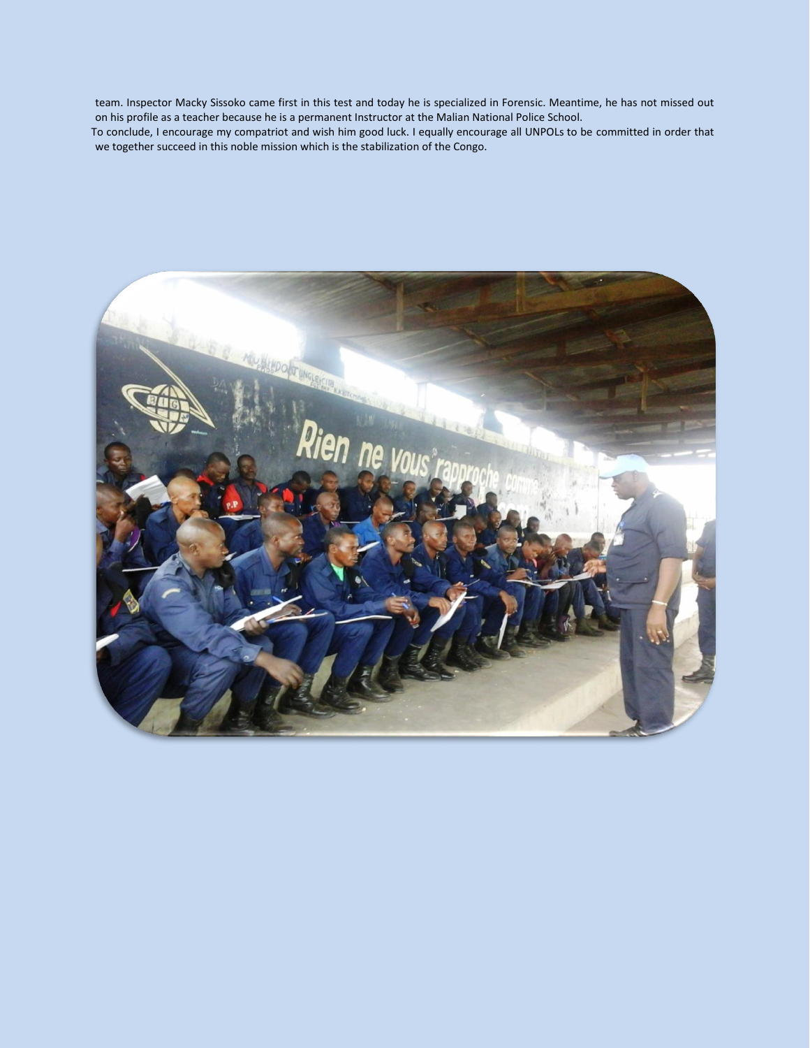team. Inspector Macky Sissoko came first in this test and today he is specialized in Forensic. Meantime, he has not missed out on his profile as a teacher because he is a permanent Instructor at the Malian National Police School.

To conclude, I encourage my compatriot and wish him good luck. I equally encourage all UNPOLs to be committed in order that we together succeed in this noble mission which is the stabilization of the Congo.